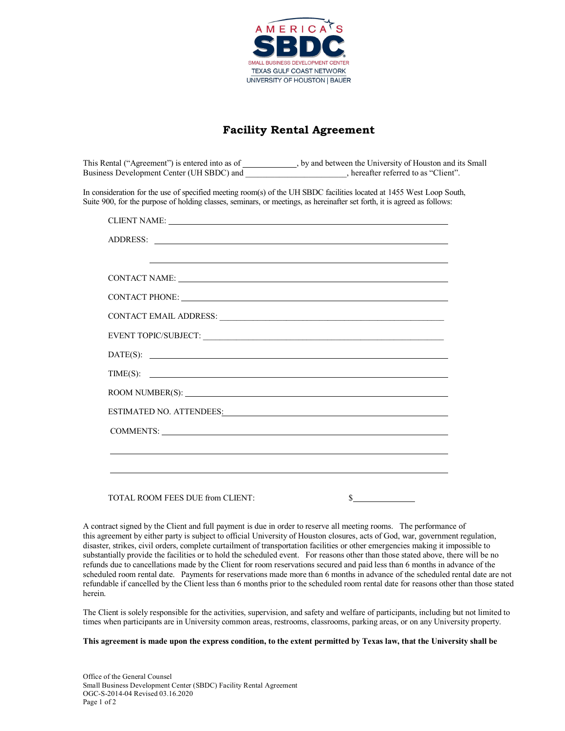AMERICA'S SBDC
SMALL BUSINESS DEVELOPMENT CENTER
TEXAS GULF COAST NETWORK
UNIVERSITY OF HOUSTON | BAUER

# Facility Rental Agreement

This Rental ("Agreement") is entered into as of ____________, by and between the University of Houston and its Small Business Development Center (UH SBDC) and ________________________, hereafter referred to as "Client".

In consideration for the use of specified meeting room(s) of the UH SBDC facilities located at 1455 West Loop South, Suite 900, for the purpose of holding classes, seminars, or meetings, as hereinafter set forth, it is agreed as follows:

CLIENT NAME: ______________________________________________

ADDRESS: ______________________________________________

______________________________________________

CONTACT NAME: ______________________________________________

CONTACT PHONE: ______________________________________________

CONTACT EMAIL ADDRESS: ______________________________________________

EVENT TOPIC/SUBJECT: ______________________________________________

DATE(S): ______________________________________________

TIME(S): ______________________________________________

ROOM NUMBER(S): ______________________________________________

ESTIMATED NO. ATTENDEES: ______________________________________________

COMMENTS: ______________________________________________

______________________________________________

______________________________________________

TOTAL ROOM FEES DUE from CLIENT: $______________

A contract signed by the Client and full payment is due in order to reserve all meeting rooms. The performance of this agreement by either party is subject to official University of Houston closures, acts of God, war, government regulation, disaster, strikes, civil orders, complete curtailment of transportation facilities or other emergencies making it impossible to substantially provide the facilities or to hold the scheduled event. For reasons other than those stated above, there will be no refunds due to cancellations made by the Client for room reservations secured and paid less than 6 months in advance of the scheduled room rental date. Payments for reservations made more than 6 months in advance of the scheduled rental date are not refundable if cancelled by the Client less than 6 months prior to the scheduled room rental date for reasons other than those stated herein.

The Client is solely responsible for the activities, supervision, and safety and welfare of participants, including but not limited to times when participants are in University common areas, restrooms, classrooms, parking areas, or on any University property.

**This agreement is made upon the express condition, to the extent permitted by Texas law, that the University shall be**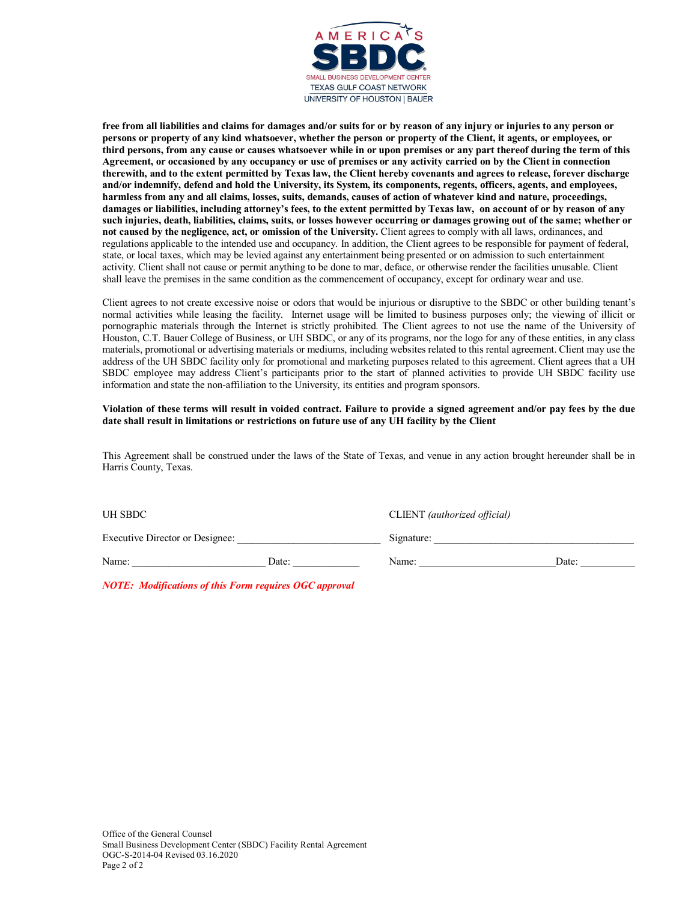**free from all liabilities and claims for damages and/or suits for or by reason of any injury or injuries to any person or persons or property of any kind whatsoever, whether the person or property of the Client, it agents, or employees, or third persons, from any cause or causes whatsoever while in or upon premises or any part thereof during the term of this Agreement, or occasioned by any occupancy or use of premises or any activity carried on by the Client in connection therewith, and to the extent permitted by Texas law, the Client hereby covenants and agrees to release, forever discharge and/or indemnify, defend and hold the University, its System, its components, regents, officers, agents, and employees, harmless from any and all claims, losses, suits, demands, causes of action of whatever kind and nature, proceedings, damages or liabilities, including attorney's fees, to the extent permitted by Texas law, on account of or by reason of any such injuries, death, liabilities, claims, suits, or losses however occurring or damages growing out of the same; whether or not caused by the negligence, act, or omission of the University.** Client agrees to comply with all laws, ordinances, and regulations applicable to the intended use and occupancy. In addition, the Client agrees to be responsible for payment of federal, state, or local taxes, which may be levied against any entertainment being presented or on admission to such entertainment activity. Client shall not cause or permit anything to be done to mar, deface, or otherwise render the facilities unusable. Client shall leave the premises in the same condition as the commencement of occupancy, except for ordinary wear and use.

Client agrees to not create excessive noise or odors that would be injurious or disruptive to the SBDC or other building tenant's normal activities while leasing the facility. Internet usage will be limited to business purposes only; the viewing of illicit or pornographic materials through the Internet is strictly prohibited. The Client agrees to not use the name of the University of Houston, C.T. Bauer College of Business, or UH SBDC, or any of its programs, nor the logo for any of these entities, in any class materials, promotional or advertising materials or mediums, including websites related to this rental agreement. Client may use the address of the UH SBDC facility only for promotional and marketing purposes related to this agreement. Client agrees that a UH SBDC employee may address Client's participants prior to the start of planned activities to provide UH SBDC facility use information and state the non-affiliation to the University, its entities and program sponsors.

**Violation of these terms will result in voided contract. Failure to provide a signed agreement and/or pay fees by the due date shall result in limitations or restrictions on future use of any UH facility by the Client**

This Agreement shall be construed under the laws of the State of Texas, and venue in any action brought hereunder shall be in Harris County, Texas.

| | |
|---|---|
| UH SBDC | CLIENT *(authorized official)* |
| Executive Director or Designee: ___________________________ | Signature: _____________________________________ |
| Name: _________________________ Date: ____________ | Name: __________________________ Date: __________ |

***NOTE: Modifications of this Form requires OGC approval***

Office of the General Counsel
Small Business Development Center (SBDC) Facility Rental Agreement
OGC-S-2014-04 Revised 03.16.2020